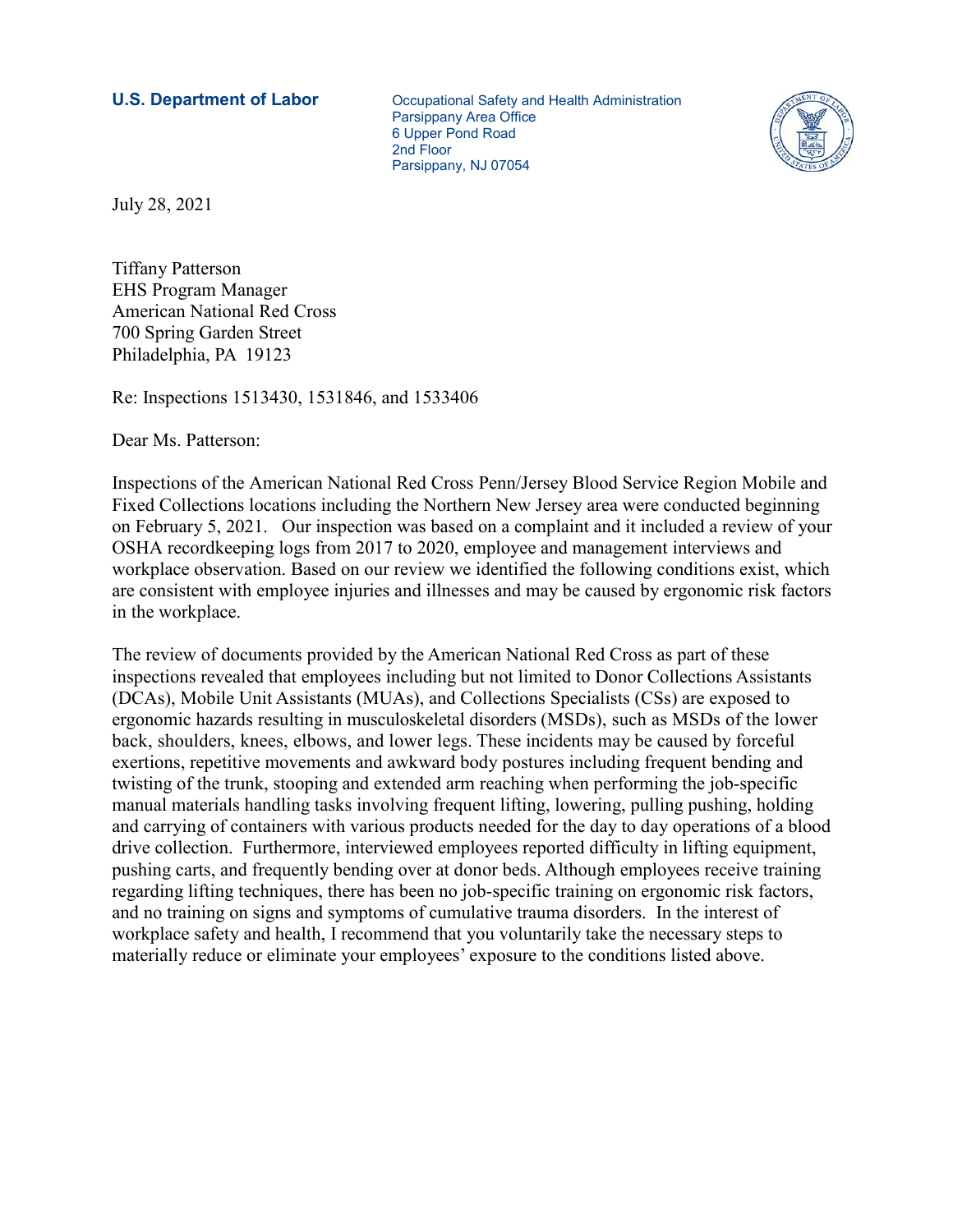**U.S. Department of Labor**

Occupational Safety and Health Administration
Parsippany Area Office
6 Upper Pond Road
2nd Floor
Parsippany, NJ 07054

July 28, 2021

Tiffany Patterson
EHS Program Manager
American National Red Cross
700 Spring Garden Street
Philadelphia, PA 19123

Re: Inspections 1513430, 1531846, and 1533406

Dear Ms. Patterson:

Inspections of the American National Red Cross Penn/Jersey Blood Service Region Mobile and Fixed Collections locations including the Northern New Jersey area were conducted beginning on February 5, 2021. Our inspection was based on a complaint and it included a review of your OSHA recordkeeping logs from 2017 to 2020, employee and management interviews and workplace observation. Based on our review we identified the following conditions exist, which are consistent with employee injuries and illnesses and may be caused by ergonomic risk factors in the workplace.

The review of documents provided by the American National Red Cross as part of these inspections revealed that employees including but not limited to Donor Collections Assistants (DCAs), Mobile Unit Assistants (MUAs), and Collections Specialists (CSs) are exposed to ergonomic hazards resulting in musculoskeletal disorders (MSDs), such as MSDs of the lower back, shoulders, knees, elbows, and lower legs. These incidents may be caused by forceful exertions, repetitive movements and awkward body postures including frequent bending and twisting of the trunk, stooping and extended arm reaching when performing the job-specific manual materials handling tasks involving frequent lifting, lowering, pulling pushing, holding and carrying of containers with various products needed for the day to day operations of a blood drive collection. Furthermore, interviewed employees reported difficulty in lifting equipment, pushing carts, and frequently bending over at donor beds. Although employees receive training regarding lifting techniques, there has been no job-specific training on ergonomic risk factors, and no training on signs and symptoms of cumulative trauma disorders. In the interest of workplace safety and health, I recommend that you voluntarily take the necessary steps to materially reduce or eliminate your employees' exposure to the conditions listed above.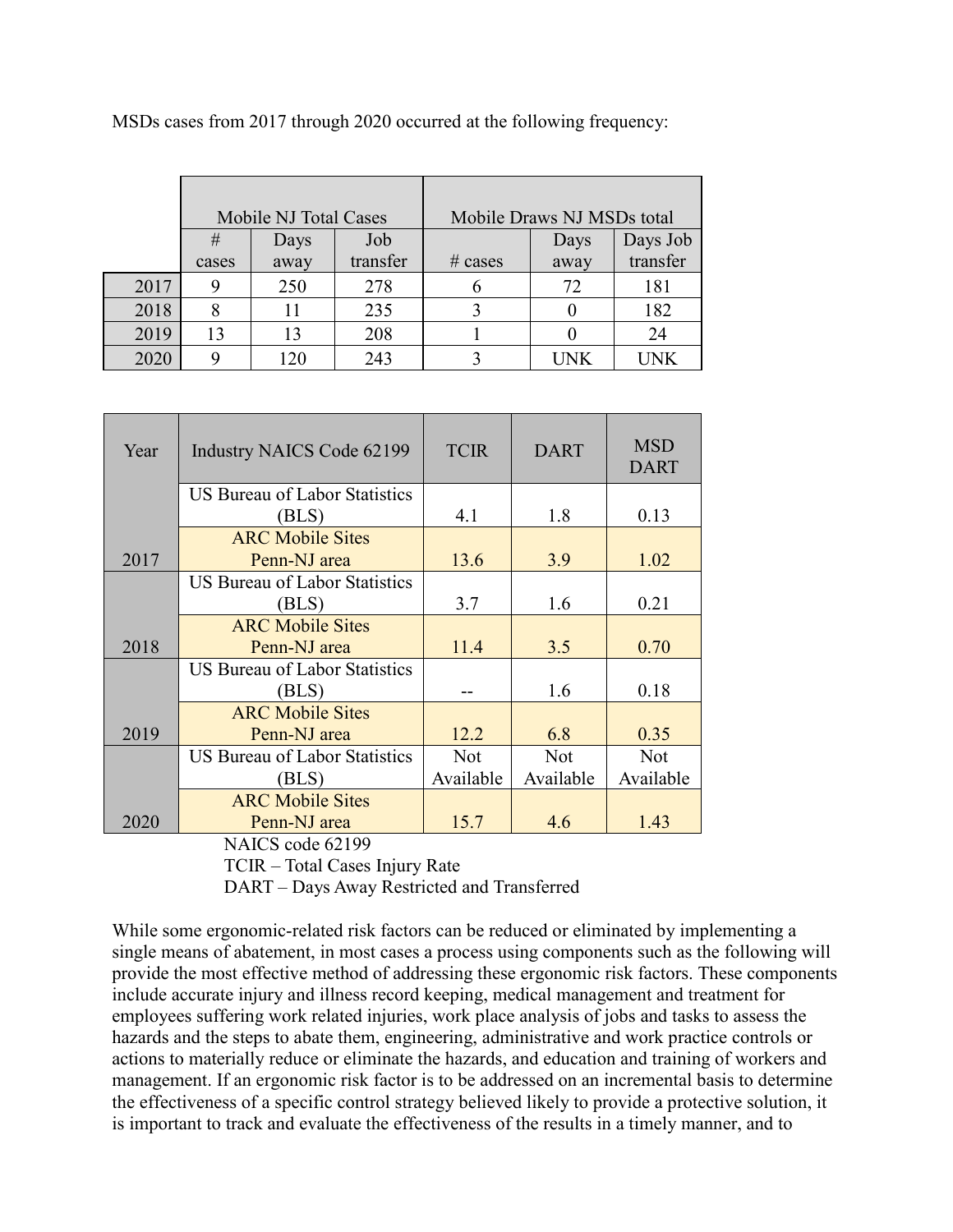MSDs cases from 2017 through 2020 occurred at the following frequency:

| | Mobile NJ Total Cases | | | Mobile Draws NJ MSDs total | | |
|---|---|---|---|---|---|---|
| | # cases | Days away | Job transfer | # cases | Days away | Days Job transfer |
| 2017 | 9 | 250 | 278 | 6 | 72 | 181 |
| 2018 | 8 | 11 | 235 | 3 | 0 | 182 |
| 2019 | 13 | 13 | 208 | 1 | 0 | 24 |
| 2020 | 9 | 120 | 243 | 3 | UNK | UNK |

| Year | Industry NAICS Code 62199 | TCIR | DART | MSD DART |
|---|---|---|---|---|
| 2017 | US Bureau of Labor Statistics (BLS) | 4.1 | 1.8 | 0.13 |
| | ARC Mobile Sites Penn-NJ area | 13.6 | 3.9 | 1.02 |
| 2018 | US Bureau of Labor Statistics (BLS) | 3.7 | 1.6 | 0.21 |
| | ARC Mobile Sites Penn-NJ area | 11.4 | 3.5 | 0.70 |
| 2019 | US Bureau of Labor Statistics (BLS) | -- | 1.6 | 0.18 |
| | ARC Mobile Sites Penn-NJ area | 12.2 | 6.8 | 0.35 |
| 2020 | US Bureau of Labor Statistics (BLS) | Not Available | Not Available | Not Available |
| | ARC Mobile Sites Penn-NJ area | 15.7 | 4.6 | 1.43 |

NAICS code 62199
TCIR – Total Cases Injury Rate
DART – Days Away Restricted and Transferred

While some ergonomic-related risk factors can be reduced or eliminated by implementing a single means of abatement, in most cases a process using components such as the following will provide the most effective method of addressing these ergonomic risk factors. These components include accurate injury and illness record keeping, medical management and treatment for employees suffering work related injuries, work place analysis of jobs and tasks to assess the hazards and the steps to abate them, engineering, administrative and work practice controls or actions to materially reduce or eliminate the hazards, and education and training of workers and management. If an ergonomic risk factor is to be addressed on an incremental basis to determine the effectiveness of a specific control strategy believed likely to provide a protective solution, it is important to track and evaluate the effectiveness of the results in a timely manner, and to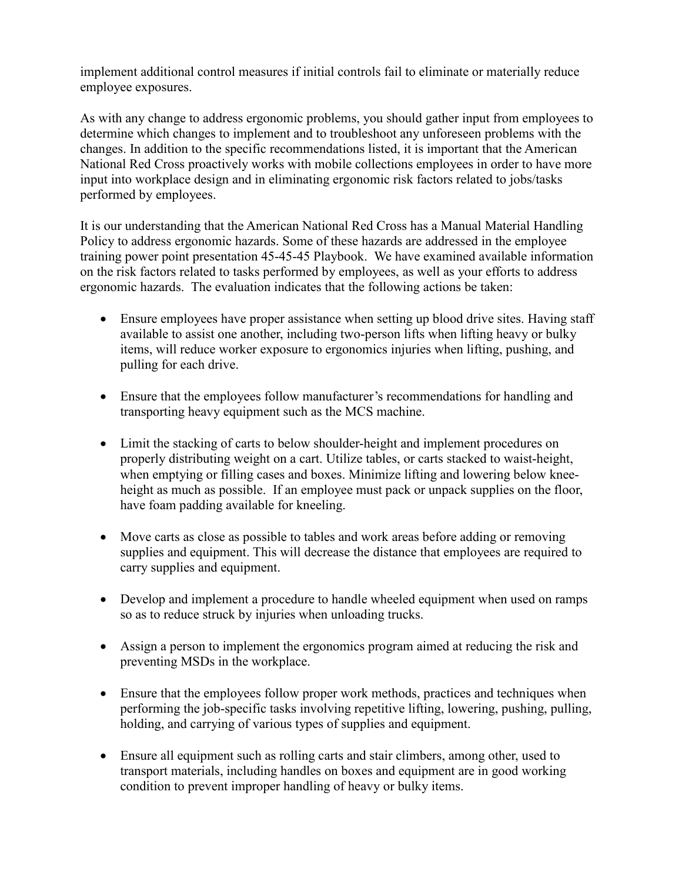implement additional control measures if initial controls fail to eliminate or materially reduce employee exposures.

As with any change to address ergonomic problems, you should gather input from employees to determine which changes to implement and to troubleshoot any unforeseen problems with the changes. In addition to the specific recommendations listed, it is important that the American National Red Cross proactively works with mobile collections employees in order to have more input into workplace design and in eliminating ergonomic risk factors related to jobs/tasks performed by employees.

It is our understanding that the American National Red Cross has a Manual Material Handling Policy to address ergonomic hazards. Some of these hazards are addressed in the employee training power point presentation 45-45-45 Playbook. We have examined available information on the risk factors related to tasks performed by employees, as well as your efforts to address ergonomic hazards. The evaluation indicates that the following actions be taken:

- Ensure employees have proper assistance when setting up blood drive sites. Having staff available to assist one another, including two-person lifts when lifting heavy or bulky items, will reduce worker exposure to ergonomics injuries when lifting, pushing, and pulling for each drive.

- Ensure that the employees follow manufacturer's recommendations for handling and transporting heavy equipment such as the MCS machine.

- Limit the stacking of carts to below shoulder-height and implement procedures on properly distributing weight on a cart. Utilize tables, or carts stacked to waist-height, when emptying or filling cases and boxes. Minimize lifting and lowering below knee-height as much as possible. If an employee must pack or unpack supplies on the floor, have foam padding available for kneeling.

- Move carts as close as possible to tables and work areas before adding or removing supplies and equipment. This will decrease the distance that employees are required to carry supplies and equipment.

- Develop and implement a procedure to handle wheeled equipment when used on ramps so as to reduce struck by injuries when unloading trucks.

- Assign a person to implement the ergonomics program aimed at reducing the risk and preventing MSDs in the workplace.

- Ensure that the employees follow proper work methods, practices and techniques when performing the job-specific tasks involving repetitive lifting, lowering, pushing, pulling, holding, and carrying of various types of supplies and equipment.

- Ensure all equipment such as rolling carts and stair climbers, among other, used to transport materials, including handles on boxes and equipment are in good working condition to prevent improper handling of heavy or bulky items.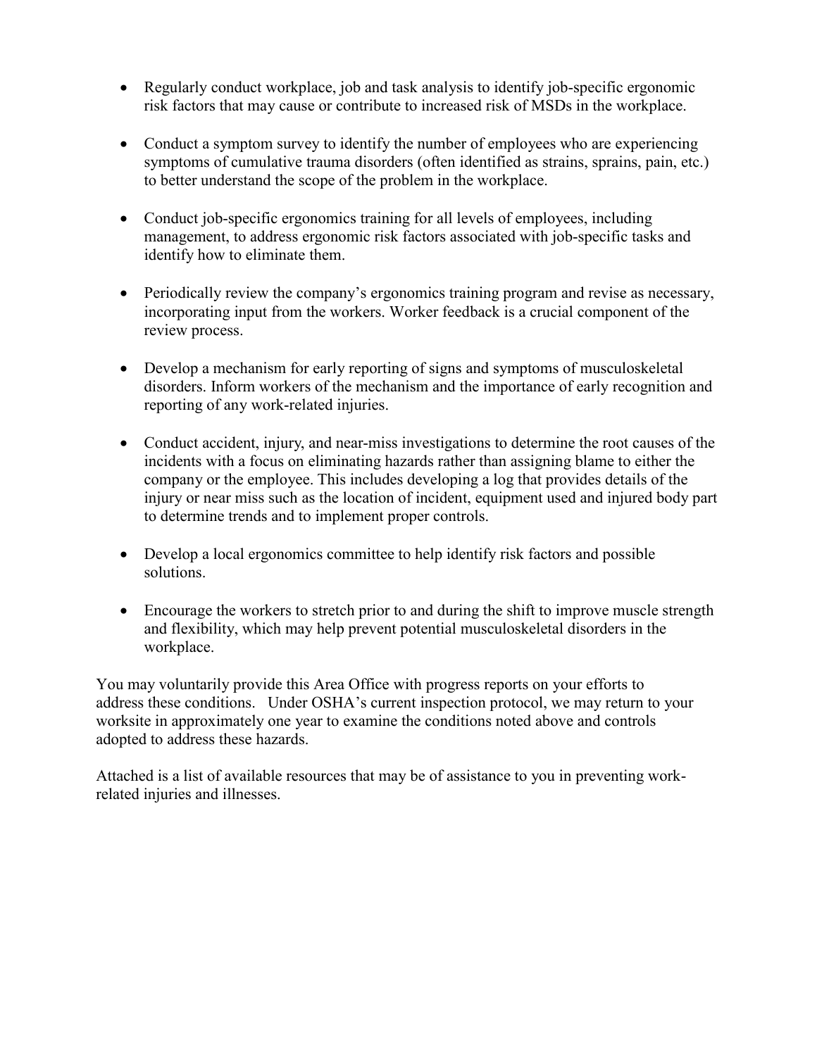- Regularly conduct workplace, job and task analysis to identify job-specific ergonomic risk factors that may cause or contribute to increased risk of MSDs in the workplace.

- Conduct a symptom survey to identify the number of employees who are experiencing symptoms of cumulative trauma disorders (often identified as strains, sprains, pain, etc.) to better understand the scope of the problem in the workplace.

- Conduct job-specific ergonomics training for all levels of employees, including management, to address ergonomic risk factors associated with job-specific tasks and identify how to eliminate them.

- Periodically review the company's ergonomics training program and revise as necessary, incorporating input from the workers. Worker feedback is a crucial component of the review process.

- Develop a mechanism for early reporting of signs and symptoms of musculoskeletal disorders. Inform workers of the mechanism and the importance of early recognition and reporting of any work-related injuries.

- Conduct accident, injury, and near-miss investigations to determine the root causes of the incidents with a focus on eliminating hazards rather than assigning blame to either the company or the employee. This includes developing a log that provides details of the injury or near miss such as the location of incident, equipment used and injured body part to determine trends and to implement proper controls.

- Develop a local ergonomics committee to help identify risk factors and possible solutions.

- Encourage the workers to stretch prior to and during the shift to improve muscle strength and flexibility, which may help prevent potential musculoskeletal disorders in the workplace.

You may voluntarily provide this Area Office with progress reports on your efforts to address these conditions. Under OSHA's current inspection protocol, we may return to your worksite in approximately one year to examine the conditions noted above and controls adopted to address these hazards.

Attached is a list of available resources that may be of assistance to you in preventing work-related injuries and illnesses.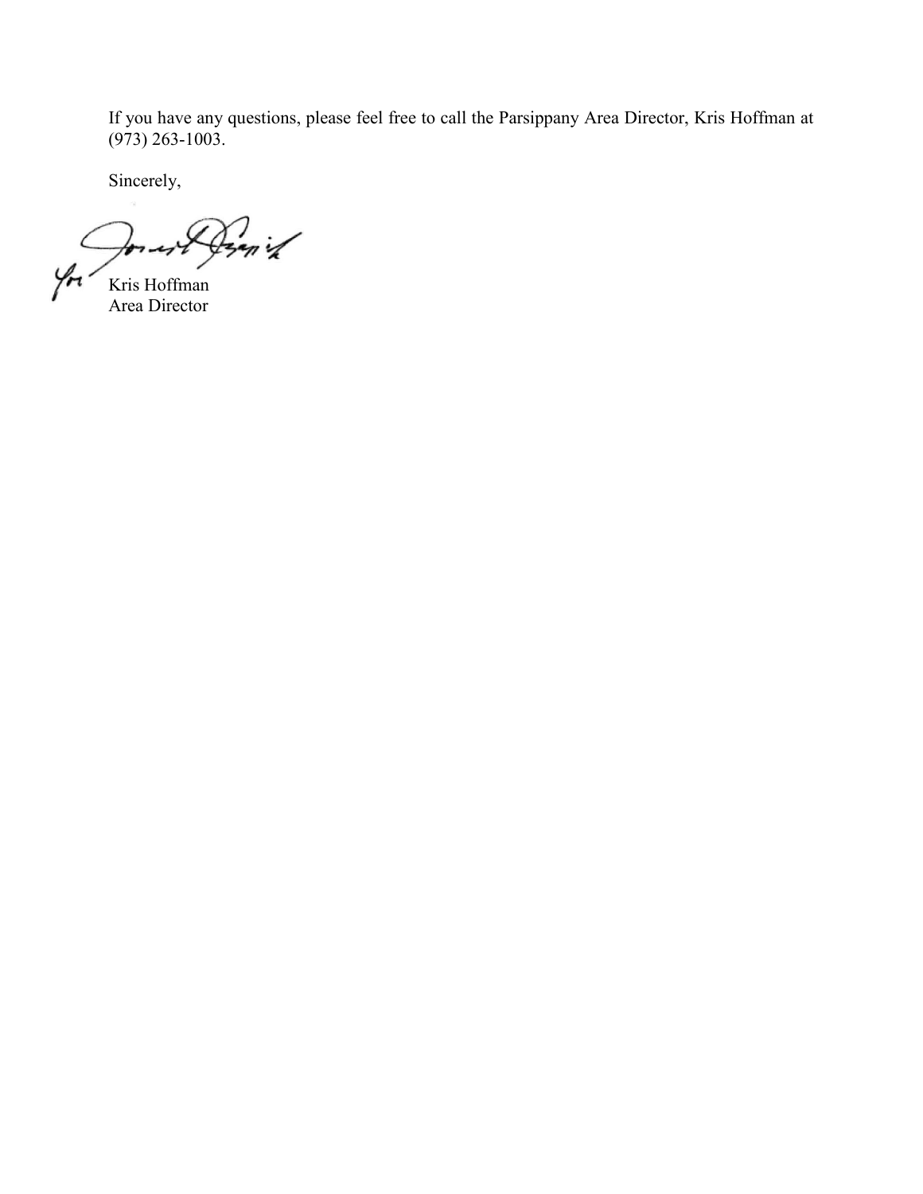If you have any questions, please feel free to call the Parsippany Area Director, Kris Hoffman at (973) 263-1003.

Sincerely,

for Kris Hoffman
Area Director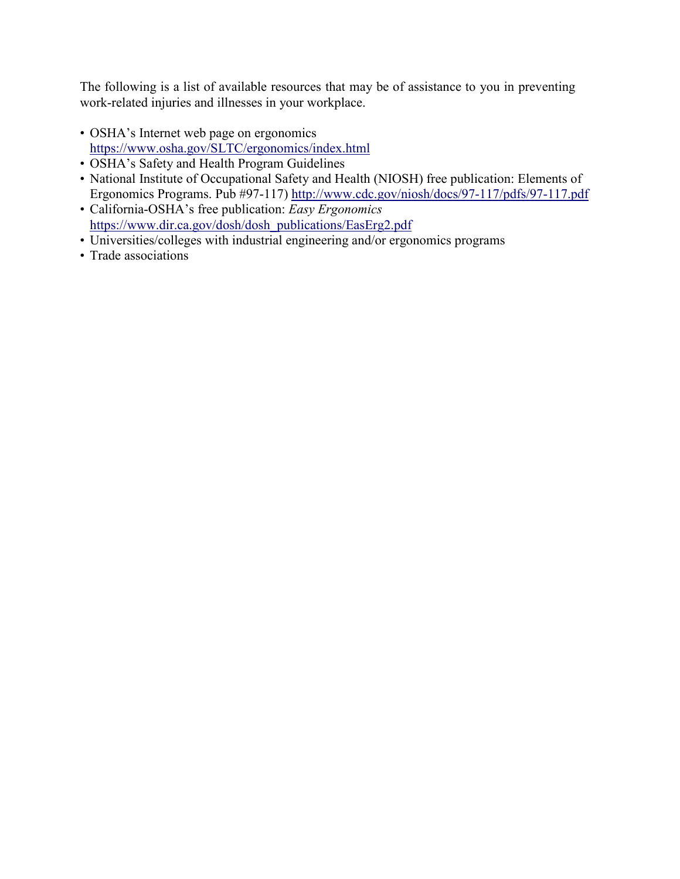The following is a list of available resources that may be of assistance to you in preventing work-related injuries and illnesses in your workplace.

- OSHA's Internet web page on ergonomics https://www.osha.gov/SLTC/ergonomics/index.html
- OSHA's Safety and Health Program Guidelines
- National Institute of Occupational Safety and Health (NIOSH) free publication: Elements of Ergonomics Programs. Pub #97-117) http://www.cdc.gov/niosh/docs/97-117/pdfs/97-117.pdf
- California-OSHA's free publication: *Easy Ergonomics* https://www.dir.ca.gov/dosh/dosh_publications/EasErg2.pdf
- Universities/colleges with industrial engineering and/or ergonomics programs
- Trade associations